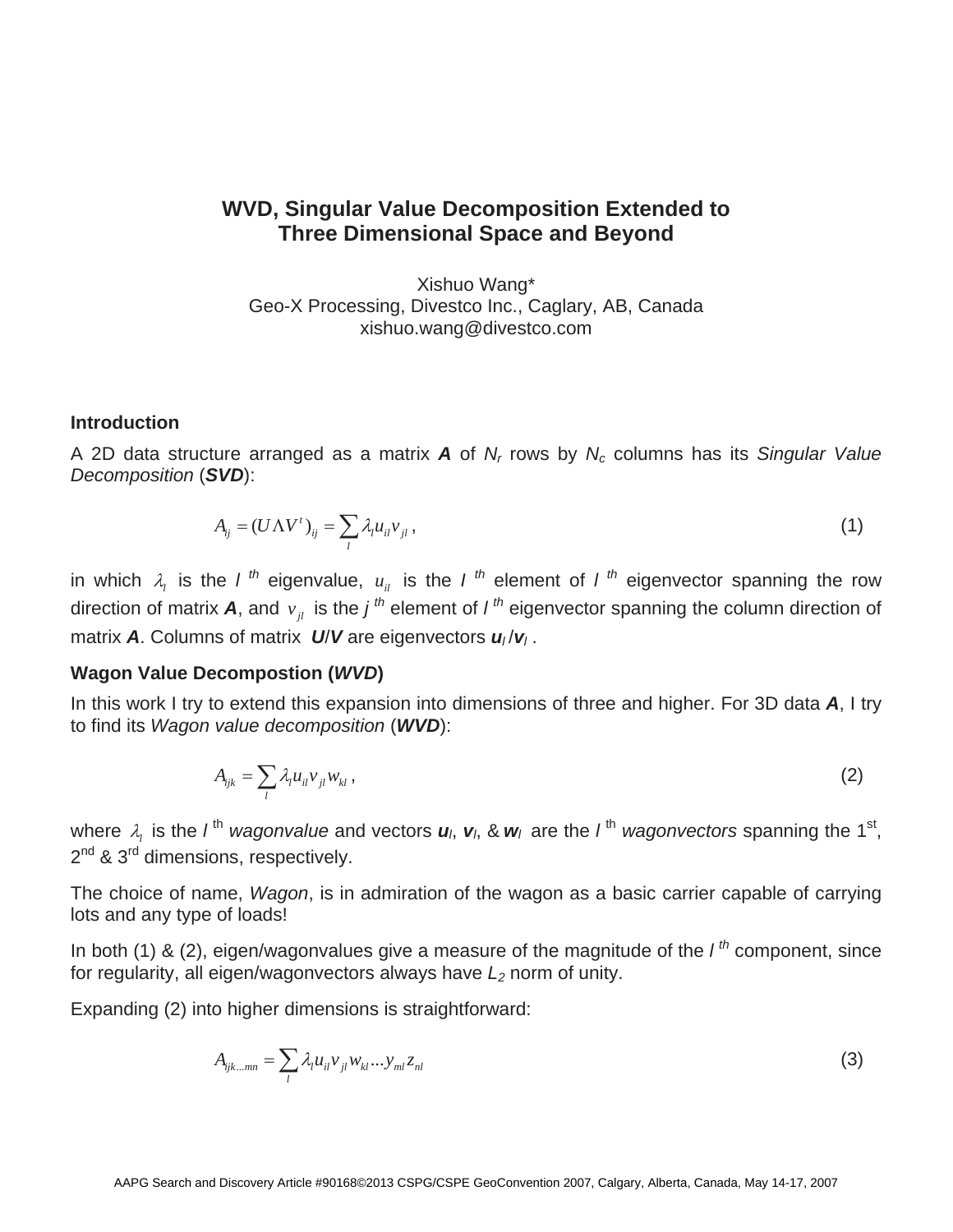# WVD, Singular Value Decomposition Extended to Three Dimensional Space and Beyond

Xishuo Wang*
Geo-X Processing, Divestco Inc., Caglary, AB, Canada
xishuo.wang@divestco.com

## Introduction

A 2D data structure arranged as a matrix ***A*** of $N_r$ rows by $N_c$ columns has its *Singular Value Decomposition* (***SVD***):

$$A_{ij} = (U \Lambda V^t)_{ij} = \sum_l \lambda_l u_{il} v_{jl} \, , \tag{1}$$

in which $\lambda_l$ is the $l^{th}$ eigenvalue, $u_{il}$ is the $l^{th}$ element of $l^{th}$ eigenvector spanning the row direction of matrix ***A***, and $v_{jl}$ is the $j^{th}$ element of $l^{th}$ eigenvector spanning the column direction of matrix ***A***. Columns of matrix ***U***/***V*** are eigenvectors $\boldsymbol{u}_l$ /$\boldsymbol{v}_l$ .

## Wagon Value Decompostion (*WVD*)

In this work I try to extend this expansion into dimensions of three and higher. For 3D data ***A***, I try to find its *Wagon value decomposition* (***WVD***):

$$A_{ijk} = \sum_l \lambda_l u_{il} v_{jl} w_{kl} \, , \tag{2}$$

where $\lambda_l$ is the $l^{\text{th}}$ *wagonvalue* and vectors $\boldsymbol{u}_l$, $\boldsymbol{v}_l$, & $\boldsymbol{w}_l$ are the $l^{\text{th}}$ *wagonvectors* spanning the 1st, 2nd & 3rd dimensions, respectively.

The choice of name, *Wagon*, is in admiration of the wagon as a basic carrier capable of carrying lots and any type of loads!

In both (1) & (2), eigen/wagonvalues give a measure of the magnitude of the $l^{th}$ component, since for regularity, all eigen/wagonvectors always have $L_2$ norm of unity.

Expanding (2) into higher dimensions is straightforward:

$$A_{ijk\ldots mn} = \sum_l \lambda_l u_{il} v_{jl} w_{kl} \ldots y_{ml} z_{nl} \tag{3}$$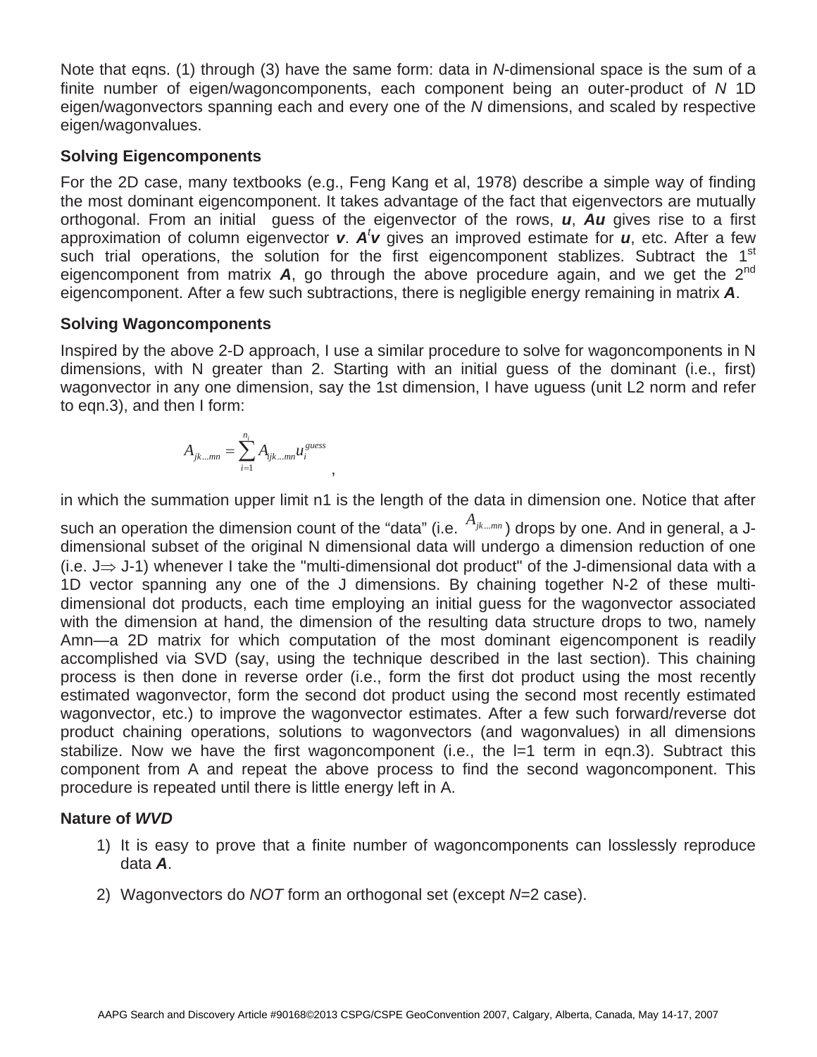Note that eqns. (1) through (3) have the same form: data in *N*-dimensional space is the sum of a finite number of eigen/wagoncomponents, each component being an outer-product of *N* 1D eigen/wagonvectors spanning each and every one of the *N* dimensions, and scaled by respective eigen/wagonvalues.

### Solving Eigencomponents

For the 2D case, many textbooks (e.g., Feng Kang et al, 1978) describe a simple way of finding the most dominant eigencomponent. It takes advantage of the fact that eigenvectors are mutually orthogonal. From an initial guess of the eigenvector of the rows, $\boldsymbol{u}$, $\boldsymbol{Au}$ gives rise to a first approximation of column eigenvector $\boldsymbol{v}$. $\boldsymbol{A}^t\boldsymbol{v}$ gives an improved estimate for $\boldsymbol{u}$, etc. After a few such trial operations, the solution for the first eigencomponent stablizes. Subtract the 1st eigencomponent from matrix $\boldsymbol{A}$, go through the above procedure again, and we get the 2nd eigencomponent. After a few such subtractions, there is negligible energy remaining in matrix $\boldsymbol{A}$.

### Solving Wagoncomponents

Inspired by the above 2-D approach, I use a similar procedure to solve for wagoncomponents in N dimensions, with N greater than 2. Starting with an initial guess of the dominant (i.e., first) wagonvector in any one dimension, say the 1st dimension, I have uguess (unit L2 norm and refer to eqn.3), and then I form:

$$A_{jk\ldots mn} = \sum_{i=1}^{n_1} A_{ijk\ldots mn} u_i^{guess} \quad ,$$

in which the summation upper limit n1 is the length of the data in dimension one. Notice that after such an operation the dimension count of the "data" (i.e. $A_{jk\ldots mn}$) drops by one. And in general, a J-dimensional subset of the original N dimensional data will undergo a dimension reduction of one (i.e. J$\Rightarrow$ J-1) whenever I take the "multi-dimensional dot product" of the J-dimensional data with a 1D vector spanning any one of the J dimensions. By chaining together N-2 of these multi-dimensional dot products, each time employing an initial guess for the wagonvector associated with the dimension at hand, the dimension of the resulting data structure drops to two, namely Amn—a 2D matrix for which computation of the most dominant eigencomponent is readily accomplished via SVD (say, using the technique described in the last section). This chaining process is then done in reverse order (i.e., form the first dot product using the most recently estimated wagonvector, form the second dot product using the second most recently estimated wagonvector, etc.) to improve the wagonvector estimates. After a few such forward/reverse dot product chaining operations, solutions to wagonvectors (and wagonvalues) in all dimensions stabilize. Now we have the first wagoncomponent (i.e., the l=1 term in eqn.3). Subtract this component from A and repeat the above process to find the second wagoncomponent. This procedure is repeated until there is little energy left in A.

### Nature of *WVD*

1) It is easy to prove that a finite number of wagoncomponents can losslessly reproduce data $\boldsymbol{A}$.

2) Wagonvectors do *NOT* form an orthogonal set (except *N*=2 case).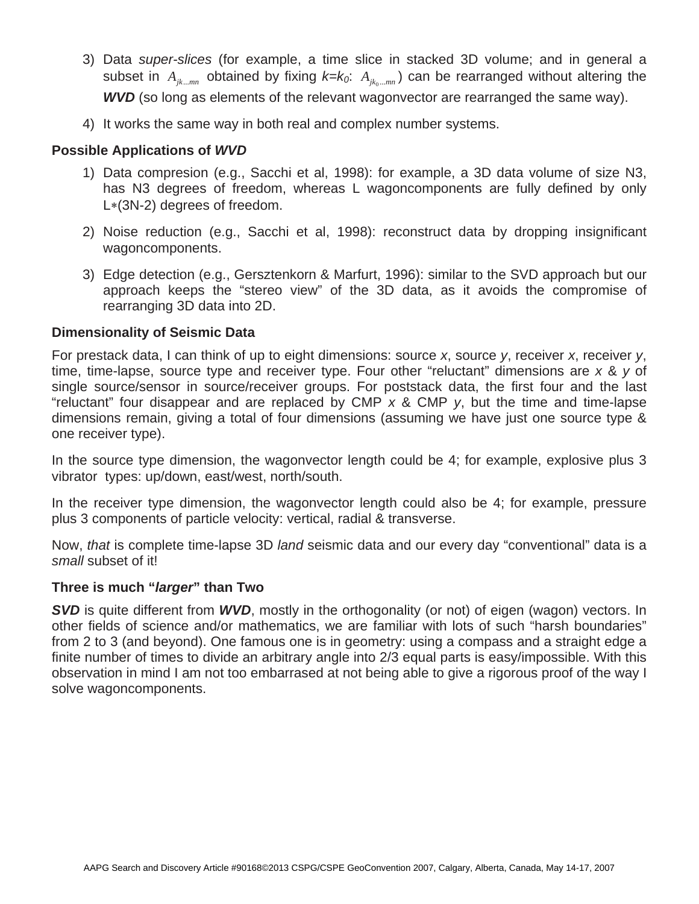3) Data *super-slices* (for example, a time slice in stacked 3D volume; and in general a subset in $A_{jk...mn}$ obtained by fixing $k$=$k_0$: $A_{jk_0...mn}$) can be rearranged without altering the ***WVD*** (so long as elements of the relevant wagonvector are rearranged the same way).

4) It works the same way in both real and complex number systems.

**Possible Applications of *WVD***

1) Data compresion (e.g., Sacchi et al, 1998): for example, a 3D data volume of size N3, has N3 degrees of freedom, whereas L wagoncomponents are fully defined by only L∗(3N-2) degrees of freedom.

2) Noise reduction (e.g., Sacchi et al, 1998): reconstruct data by dropping insignificant wagoncomponents.

3) Edge detection (e.g., Gersztenkorn & Marfurt, 1996): similar to the SVD approach but our approach keeps the “stereo view” of the 3D data, as it avoids the compromise of rearranging 3D data into 2D.

**Dimensionality of Seismic Data**

For prestack data, I can think of up to eight dimensions: source *x*, source *y*, receiver *x*, receiver *y*, time, time-lapse, source type and receiver type. Four other “reluctant” dimensions are *x* & *y* of single source/sensor in source/receiver groups. For poststack data, the first four and the last “reluctant” four disappear and are replaced by CMP *x* & CMP *y*, but the time and time-lapse dimensions remain, giving a total of four dimensions (assuming we have just one source type & one receiver type).

In the source type dimension, the wagonvector length could be 4; for example, explosive plus 3 vibrator types: up/down, east/west, north/south.

In the receiver type dimension, the wagonvector length could also be 4; for example, pressure plus 3 components of particle velocity: vertical, radial & transverse.

Now, *that* is complete time-lapse 3D *land* seismic data and our every day “conventional” data is a *small* subset of it!

**Three is much “*larger*” than Two**

***SVD*** is quite different from ***WVD***, mostly in the orthogonality (or not) of eigen (wagon) vectors. In other fields of science and/or mathematics, we are familiar with lots of such “harsh boundaries” from 2 to 3 (and beyond). One famous one is in geometry: using a compass and a straight edge a finite number of times to divide an arbitrary angle into 2/3 equal parts is easy/impossible. With this observation in mind I am not too embarrased at not being able to give a rigorous proof of the way I solve wagoncomponents.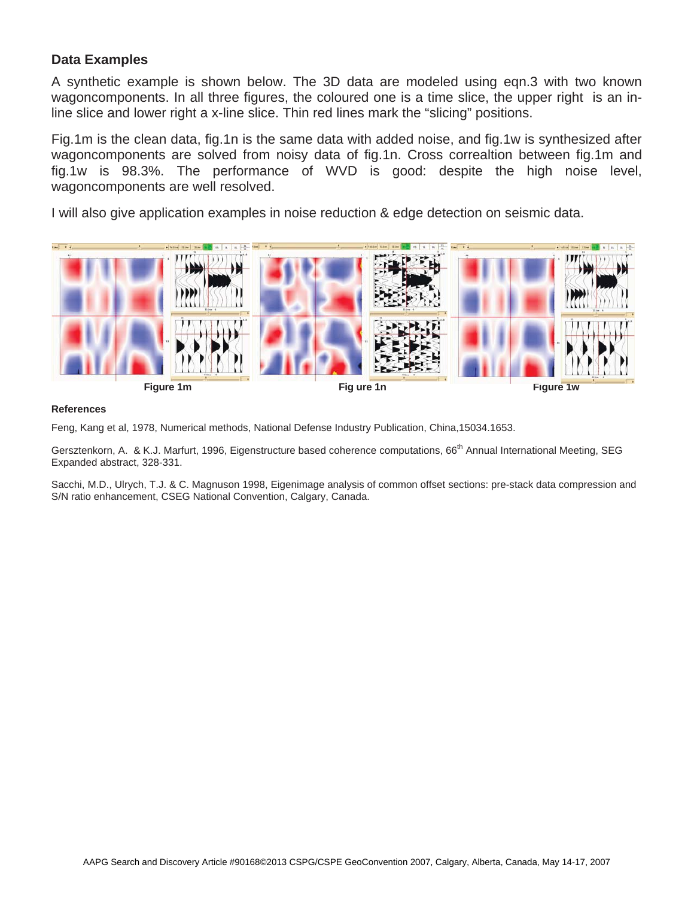## Data Examples

A synthetic example is shown below. The 3D data are modeled using eqn.3 with two known wagoncomponents. In all three figures, the coloured one is a time slice, the upper right is an in-line slice and lower right a x-line slice. Thin red lines mark the "slicing" positions.

Fig.1m is the clean data, fig.1n is the same data with added noise, and fig.1w is synthesized after wagoncomponents are solved from noisy data of fig.1n. Cross correaltion between fig.1m and fig.1w is 98.3%. The performance of WVD is good: despite the high noise level, wagoncomponents are well resolved.

I will also give application examples in noise reduction & edge detection on seismic data.

Figure 1m

Fig ure 1n

Figure 1w

### References

Feng, Kang et al, 1978, Numerical methods, National Defense Industry Publication, China,15034.1653.

Gersztenkorn, A. & K.J. Marfurt, 1996, Eigenstructure based coherence computations, 66th Annual International Meeting, SEG Expanded abstract, 328-331.

Sacchi, M.D., Ulrych, T.J. & C. Magnuson 1998, Eigenimage analysis of common offset sections: pre-stack data compression and S/N ratio enhancement, CSEG National Convention, Calgary, Canada.